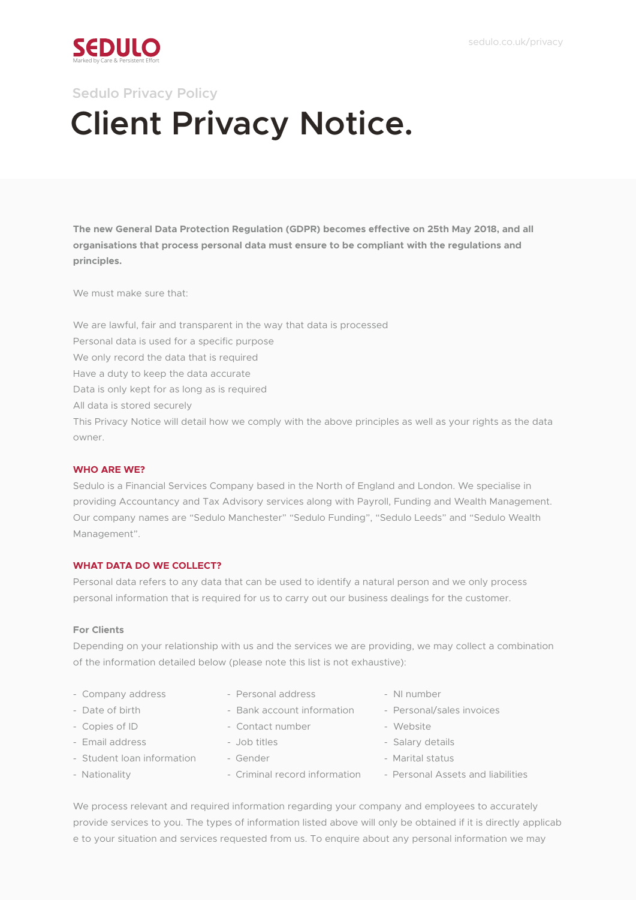SEDULO

Marked by Care & Persistent Effort

sedulo.co.uk/privacy

Sedulo Privacy Policy

# Client Privacy Notice.

**The new General Data Protection Regulation (GDPR) becomes effective on 25th May 2018, and all organisations that process personal data must ensure to be compliant with the regulations and principles.**

We must make sure that:

We are lawful, fair and transparent in the way that data is processed
Personal data is used for a specific purpose
We only record the data that is required
Have a duty to keep the data accurate
Data is only kept for as long as is required
All data is stored securely
This Privacy Notice will detail how we comply with the above principles as well as your rights as the data owner.

## WHO ARE WE?

Sedulo is a Financial Services Company based in the North of England and London. We specialise in providing Accountancy and Tax Advisory services along with Payroll, Funding and Wealth Management. Our company names are "Sedulo Manchester" "Sedulo Funding", "Sedulo Leeds" and "Sedulo Wealth Management".

## WHAT DATA DO WE COLLECT?

Personal data refers to any data that can be used to identify a natural person and we only process personal information that is required for us to carry out our business dealings for the customer.

### For Clients

Depending on your relationship with us and the services we are providing, we may collect a combination of the information detailed below (please note this list is not exhaustive):

- Company address
- Date of birth
- Copies of ID
- Email address
- Student loan information
- Nationality
- Personal address
- Bank account information
- Contact number
- Job titles
- Gender
- Criminal record information
- NI number
- Personal/sales invoices
- Website
- Salary details
- Marital status
- Personal Assets and liabilities

We process relevant and required information regarding your company and employees to accurately provide services to you. The types of information listed above will only be obtained if it is directly applicab e to your situation and services requested from us. To enquire about any personal information we may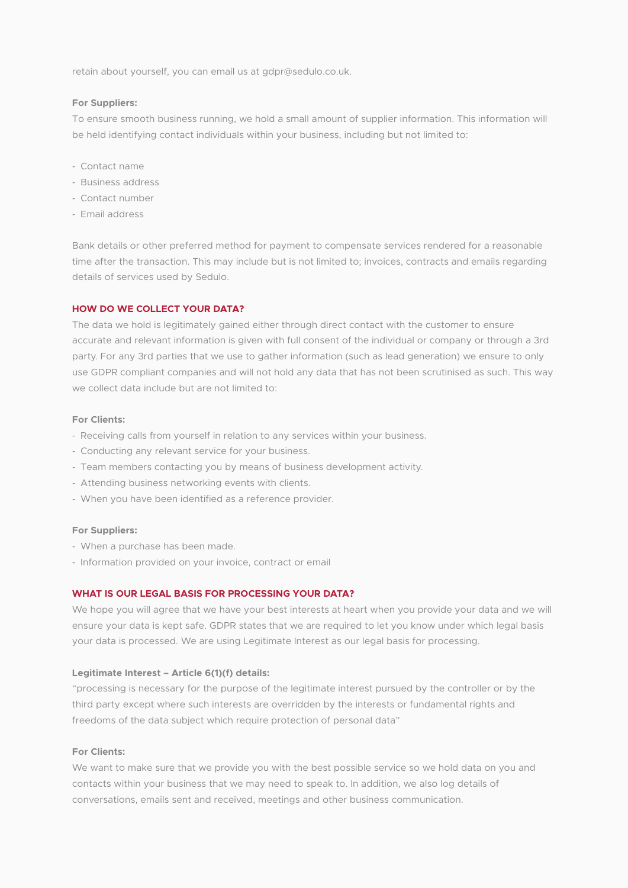retain about yourself, you can email us at gdpr@sedulo.co.uk.

**For Suppliers:**

To ensure smooth business running, we hold a small amount of supplier information. This information will be held identifying contact individuals within your business, including but not limited to:

- Contact name
- Business address
- Contact number
- Email address

Bank details or other preferred method for payment to compensate services rendered for a reasonable time after the transaction. This may include but is not limited to; invoices, contracts and emails regarding details of services used by Sedulo.

## HOW DO WE COLLECT YOUR DATA?

The data we hold is legitimately gained either through direct contact with the customer to ensure accurate and relevant information is given with full consent of the individual or company or through a 3rd party. For any 3rd parties that we use to gather information (such as lead generation) we ensure to only use GDPR compliant companies and will not hold any data that has not been scrutinised as such. This way we collect data include but are not limited to:

**For Clients:**

- Receiving calls from yourself in relation to any services within your business.
- Conducting any relevant service for your business.
- Team members contacting you by means of business development activity.
- Attending business networking events with clients.
- When you have been identified as a reference provider.

**For Suppliers:**

- When a purchase has been made.
- Information provided on your invoice, contract or email

## WHAT IS OUR LEGAL BASIS FOR PROCESSING YOUR DATA?

We hope you will agree that we have your best interests at heart when you provide your data and we will ensure your data is kept safe. GDPR states that we are required to let you know under which legal basis your data is processed. We are using Legitimate Interest as our legal basis for processing.

**Legitimate Interest – Article 6(1)(f) details:**

"processing is necessary for the purpose of the legitimate interest pursued by the controller or by the third party except where such interests are overridden by the interests or fundamental rights and freedoms of the data subject which require protection of personal data"

**For Clients:**

We want to make sure that we provide you with the best possible service so we hold data on you and contacts within your business that we may need to speak to. In addition, we also log details of conversations, emails sent and received, meetings and other business communication.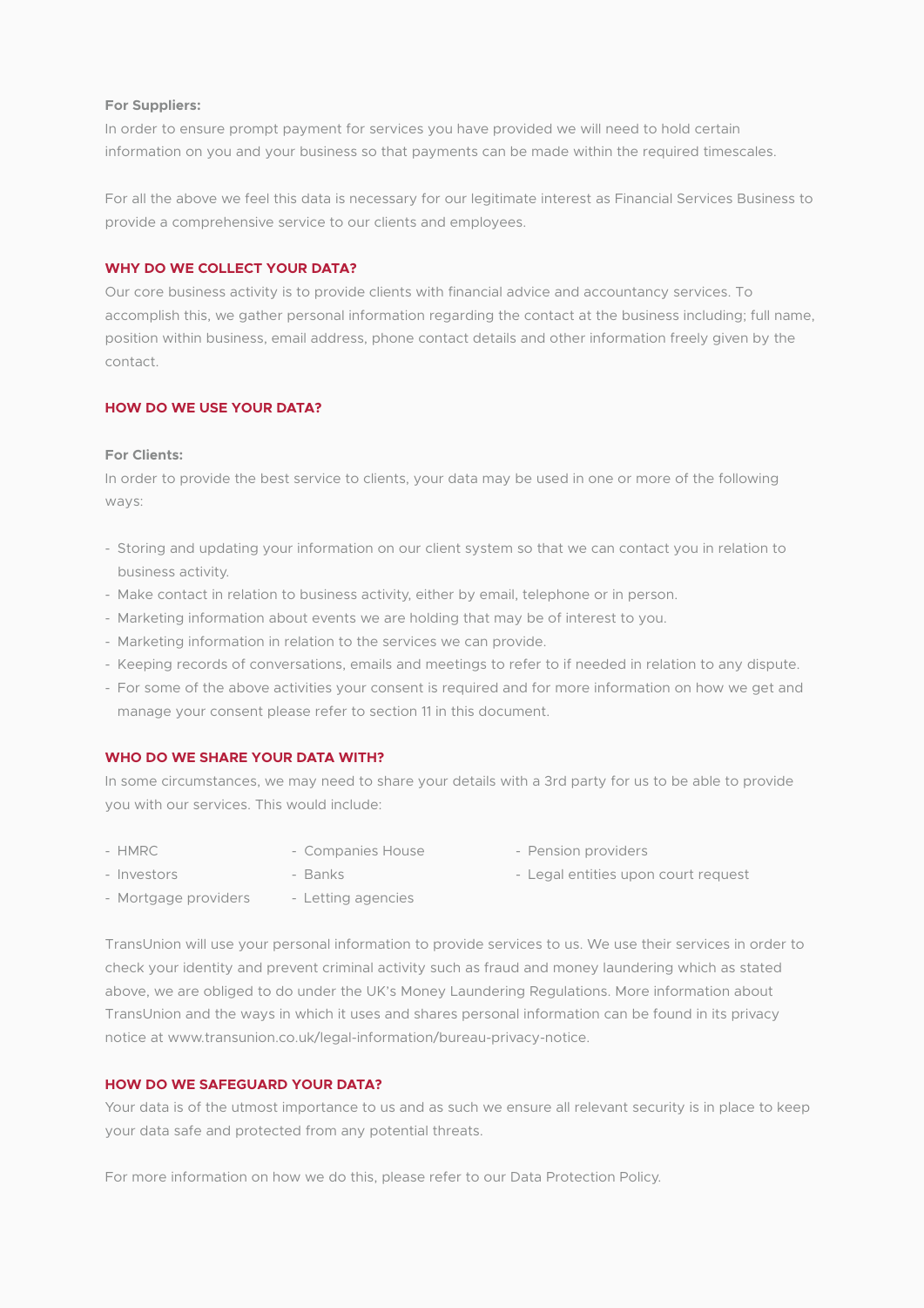**For Suppliers:**

In order to ensure prompt payment for services you have provided we will need to hold certain information on you and your business so that payments can be made within the required timescales.

For all the above we feel this data is necessary for our legitimate interest as Financial Services Business to provide a comprehensive service to our clients and employees.

## WHY DO WE COLLECT YOUR DATA?

Our core business activity is to provide clients with financial advice and accountancy services. To accomplish this, we gather personal information regarding the contact at the business including; full name, position within business, email address, phone contact details and other information freely given by the contact.

## HOW DO WE USE YOUR DATA?

**For Clients:**

In order to provide the best service to clients, your data may be used in one or more of the following ways:

- Storing and updating your information on our client system so that we can contact you in relation to business activity.
- Make contact in relation to business activity, either by email, telephone or in person.
- Marketing information about events we are holding that may be of interest to you.
- Marketing information in relation to the services we can provide.
- Keeping records of conversations, emails and meetings to refer to if needed in relation to any dispute.
- For some of the above activities your consent is required and for more information on how we get and manage your consent please refer to section 11 in this document.

## WHO DO WE SHARE YOUR DATA WITH?

In some circumstances, we may need to share your details with a 3rd party for us to be able to provide you with our services. This would include:

- HMRC
- Investors
- Mortgage providers
- Companies House
- Banks
- Letting agencies
- Pension providers
- Legal entities upon court request

TransUnion will use your personal information to provide services to us. We use their services in order to check your identity and prevent criminal activity such as fraud and money laundering which as stated above, we are obliged to do under the UK's Money Laundering Regulations. More information about TransUnion and the ways in which it uses and shares personal information can be found in its privacy notice at www.transunion.co.uk/legal-information/bureau-privacy-notice.

## HOW DO WE SAFEGUARD YOUR DATA?

Your data is of the utmost importance to us and as such we ensure all relevant security is in place to keep your data safe and protected from any potential threats.

For more information on how we do this, please refer to our Data Protection Policy.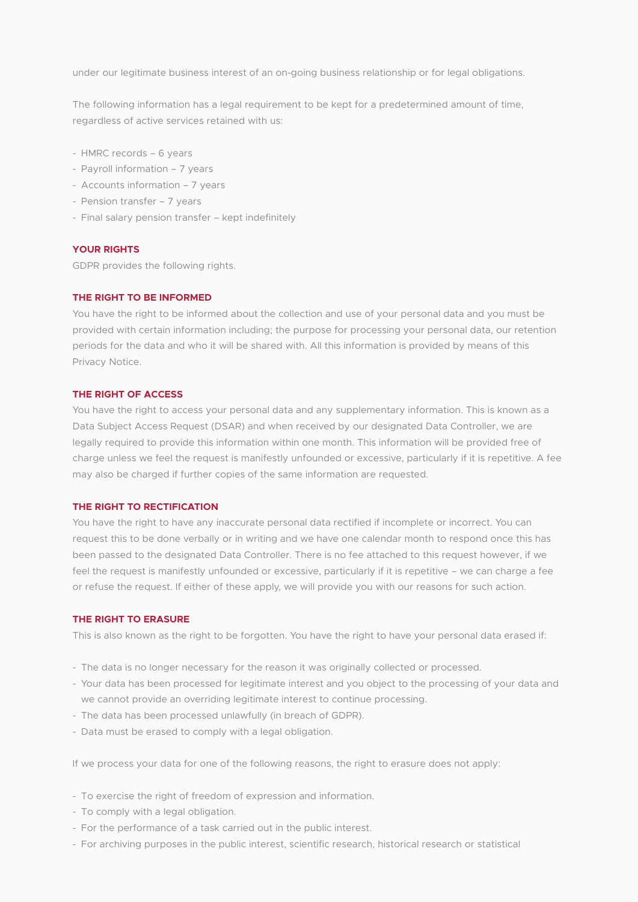under our legitimate business interest of an on-going business relationship or for legal obligations.

The following information has a legal requirement to be kept for a predetermined amount of time, regardless of active services retained with us:

- HMRC records – 6 years
- Payroll information – 7 years
- Accounts information – 7 years
- Pension transfer – 7 years
- Final salary pension transfer – kept indefinitely

## YOUR RIGHTS

GDPR provides the following rights.

### THE RIGHT TO BE INFORMED

You have the right to be informed about the collection and use of your personal data and you must be provided with certain information including; the purpose for processing your personal data, our retention periods for the data and who it will be shared with. All this information is provided by means of this Privacy Notice.

### THE RIGHT OF ACCESS

You have the right to access your personal data and any supplementary information. This is known as a Data Subject Access Request (DSAR) and when received by our designated Data Controller, we are legally required to provide this information within one month. This information will be provided free of charge unless we feel the request is manifestly unfounded or excessive, particularly if it is repetitive. A fee may also be charged if further copies of the same information are requested.

### THE RIGHT TO RECTIFICATION

You have the right to have any inaccurate personal data rectified if incomplete or incorrect. You can request this to be done verbally or in writing and we have one calendar month to respond once this has been passed to the designated Data Controller. There is no fee attached to this request however, if we feel the request is manifestly unfounded or excessive, particularly if it is repetitive – we can charge a fee or refuse the request. If either of these apply, we will provide you with our reasons for such action.

### THE RIGHT TO ERASURE

This is also known as the right to be forgotten. You have the right to have your personal data erased if:

- The data is no longer necessary for the reason it was originally collected or processed.
- Your data has been processed for legitimate interest and you object to the processing of your data and we cannot provide an overriding legitimate interest to continue processing.
- The data has been processed unlawfully (in breach of GDPR).
- Data must be erased to comply with a legal obligation.

If we process your data for one of the following reasons, the right to erasure does not apply:

- To exercise the right of freedom of expression and information.
- To comply with a legal obligation.
- For the performance of a task carried out in the public interest.
- For archiving purposes in the public interest, scientific research, historical research or statistical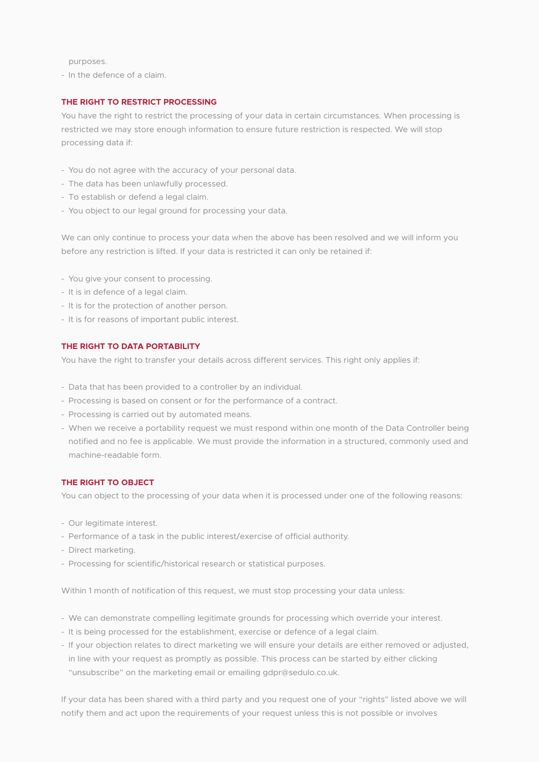purposes.
- In the defence of a claim.

### THE RIGHT TO RESTRICT PROCESSING

You have the right to restrict the processing of your data in certain circumstances. When processing is restricted we may store enough information to ensure future restriction is respected. We will stop processing data if:

- You do not agree with the accuracy of your personal data.
- The data has been unlawfully processed.
- To establish or defend a legal claim.
- You object to our legal ground for processing your data.

We can only continue to process your data when the above has been resolved and we will inform you before any restriction is lifted. If your data is restricted it can only be retained if:

- You give your consent to processing.
- It is in defence of a legal claim.
- It is for the protection of another person.
- It is for reasons of important public interest.

### THE RIGHT TO DATA PORTABILITY

You have the right to transfer your details across different services. This right only applies if:

- Data that has been provided to a controller by an individual.
- Processing is based on consent or for the performance of a contract.
- Processing is carried out by automated means.
- When we receive a portability request we must respond within one month of the Data Controller being notified and no fee is applicable. We must provide the information in a structured, commonly used and machine-readable form.

### THE RIGHT TO OBJECT

You can object to the processing of your data when it is processed under one of the following reasons:

- Our legitimate interest.
- Performance of a task in the public interest/exercise of official authority.
- Direct marketing.
- Processing for scientific/historical research or statistical purposes.

Within 1 month of notification of this request, we must stop processing your data unless:

- We can demonstrate compelling legitimate grounds for processing which override your interest.
- It is being processed for the establishment, exercise or defence of a legal claim.
- If your objection relates to direct marketing we will ensure your details are either removed or adjusted, in line with your request as promptly as possible. This process can be started by either clicking "unsubscribe" on the marketing email or emailing gdpr@sedulo.co.uk.

If your data has been shared with a third party and you request one of your "rights" listed above we will notify them and act upon the requirements of your request unless this is not possible or involves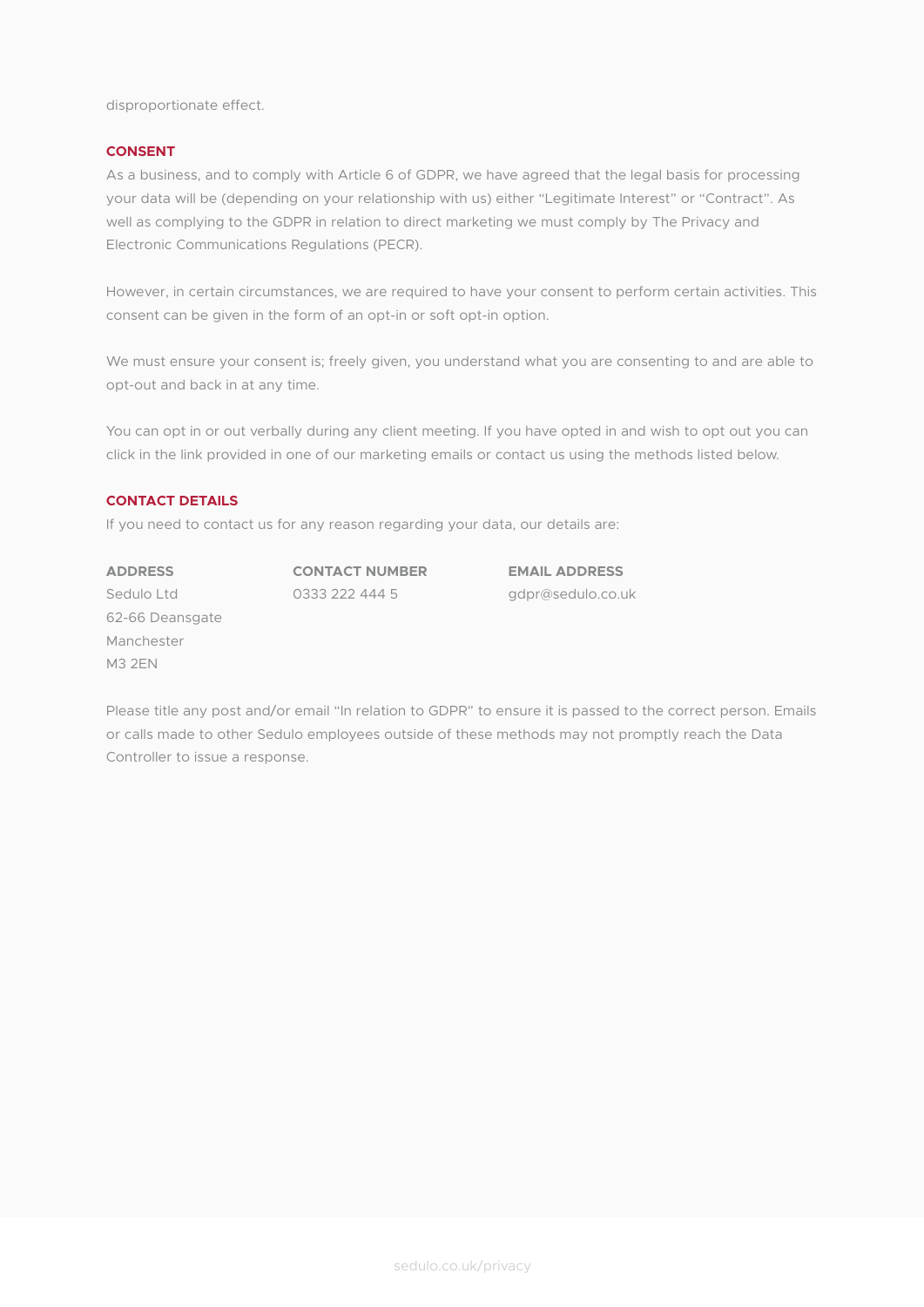disproportionate effect.

## CONSENT

As a business, and to comply with Article 6 of GDPR, we have agreed that the legal basis for processing your data will be (depending on your relationship with us) either “Legitimate Interest” or “Contract”. As well as complying to the GDPR in relation to direct marketing we must comply by The Privacy and Electronic Communications Regulations (PECR).

However, in certain circumstances, we are required to have your consent to perform certain activities. This consent can be given in the form of an opt-in or soft opt-in option.

We must ensure your consent is; freely given, you understand what you are consenting to and are able to opt-out and back in at any time.

You can opt in or out verbally during any client meeting. If you have opted in and wish to opt out you can click in the link provided in one of our marketing emails or contact us using the methods listed below.

## CONTACT DETAILS

If you need to contact us for any reason regarding your data, our details are:

**ADDRESS**
Sedulo Ltd
62-66 Deansgate
Manchester
M3 2EN

**CONTACT NUMBER**
0333 222 444 5

**EMAIL ADDRESS**
gdpr@sedulo.co.uk

Please title any post and/or email “In relation to GDPR” to ensure it is passed to the correct person. Emails or calls made to other Sedulo employees outside of these methods may not promptly reach the Data Controller to issue a response.